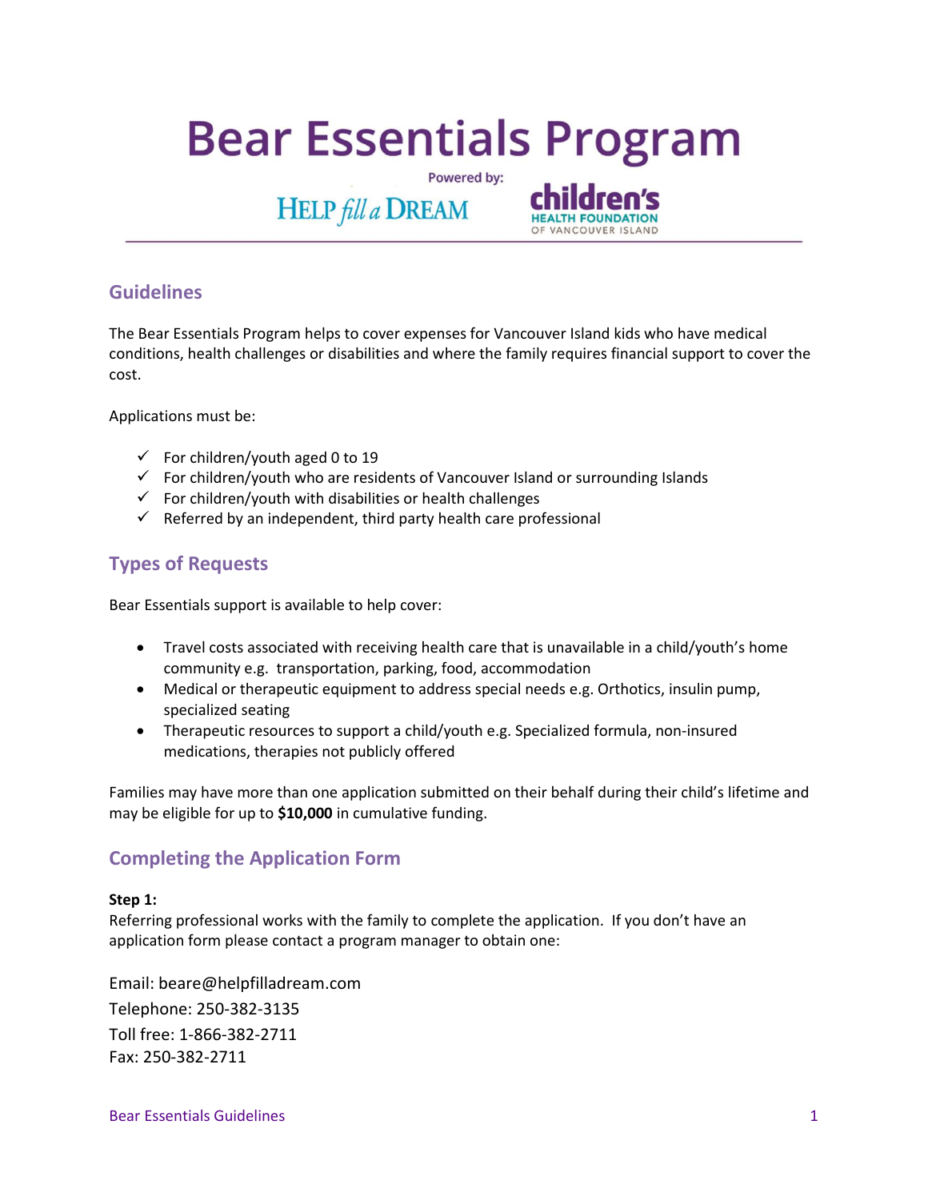# Bear Essentials Program

Powered by:

HELP fill a DREAM    children's HEALTH FOUNDATION OF VANCOUVER ISLAND

## Guidelines

The Bear Essentials Program helps to cover expenses for Vancouver Island kids who have medical conditions, health challenges or disabilities and where the family requires financial support to cover the cost.

Applications must be:

- ✓ For children/youth aged 0 to 19
- ✓ For children/youth who are residents of Vancouver Island or surrounding Islands
- ✓ For children/youth with disabilities or health challenges
- ✓ Referred by an independent, third party health care professional

## Types of Requests

Bear Essentials support is available to help cover:

- Travel costs associated with receiving health care that is unavailable in a child/youth's home community e.g. transportation, parking, food, accommodation
- Medical or therapeutic equipment to address special needs e.g. Orthotics, insulin pump, specialized seating
- Therapeutic resources to support a child/youth e.g. Specialized formula, non-insured medications, therapies not publicly offered

Families may have more than one application submitted on their behalf during their child's lifetime and may be eligible for up to **$10,000** in cumulative funding.

## Completing the Application Form

**Step 1:**
Referring professional works with the family to complete the application. If you don't have an application form please contact a program manager to obtain one:

Email: beare@helpfilladream.com
Telephone: 250-382-3135
Toll free: 1-866-382-2711
Fax: 250-382-2711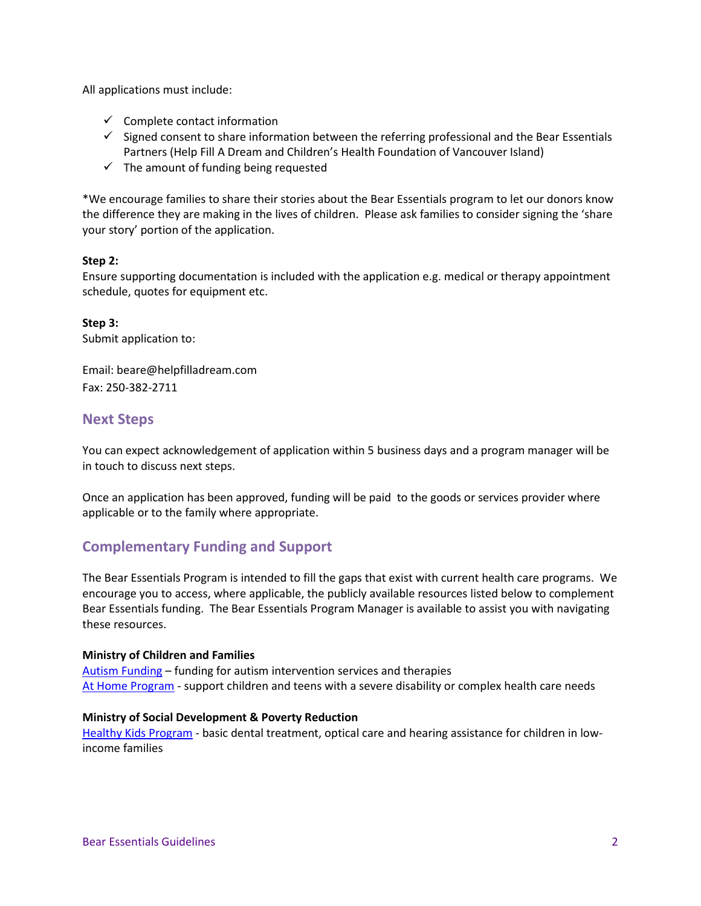All applications must include:

- ✓ Complete contact information
- ✓ Signed consent to share information between the referring professional and the Bear Essentials Partners (Help Fill A Dream and Children's Health Foundation of Vancouver Island)
- ✓ The amount of funding being requested

*We encourage families to share their stories about the Bear Essentials program to let our donors know the difference they are making in the lives of children. Please ask families to consider signing the 'share your story' portion of the application.

**Step 2:**
Ensure supporting documentation is included with the application e.g. medical or therapy appointment schedule, quotes for equipment etc.

**Step 3:**
Submit application to:

Email: beare@helpfilladream.com
Fax: 250-382-2711

## Next Steps

You can expect acknowledgement of application within 5 business days and a program manager will be in touch to discuss next steps.

Once an application has been approved, funding will be paid to the goods or services provider where applicable or to the family where appropriate.

## Complementary Funding and Support

The Bear Essentials Program is intended to fill the gaps that exist with current health care programs. We encourage you to access, where applicable, the publicly available resources listed below to complement Bear Essentials funding. The Bear Essentials Program Manager is available to assist you with navigating these resources.

**Ministry of Children and Families**
Autism Funding – funding for autism intervention services and therapies
At Home Program - support children and teens with a severe disability or complex health care needs

**Ministry of Social Development & Poverty Reduction**
Healthy Kids Program - basic dental treatment, optical care and hearing assistance for children in low-income families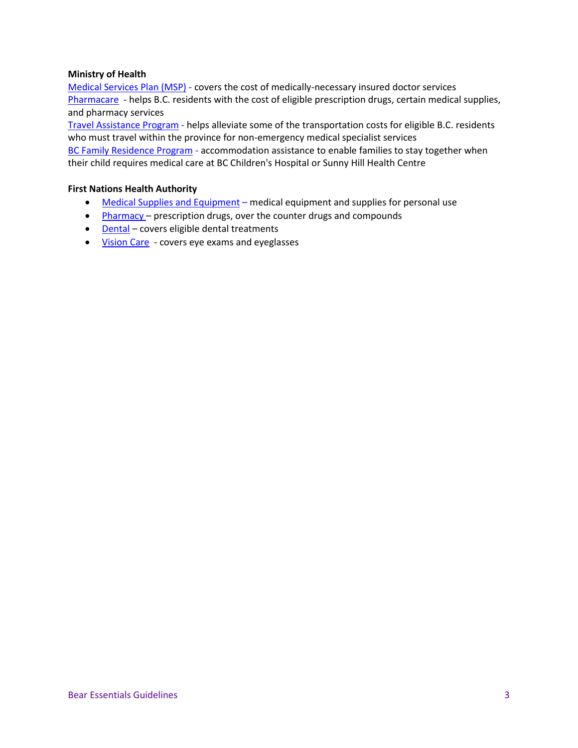**Ministry of Health**

Medical Services Plan (MSP) - covers the cost of medically-necessary insured doctor services
Pharmacare - helps B.C. residents with the cost of eligible prescription drugs, certain medical supplies, and pharmacy services
Travel Assistance Program - helps alleviate some of the transportation costs for eligible B.C. residents who must travel within the province for non-emergency medical specialist services
BC Family Residence Program - accommodation assistance to enable families to stay together when their child requires medical care at BC Children's Hospital or Sunny Hill Health Centre

**First Nations Health Authority**

- Medical Supplies and Equipment – medical equipment and supplies for personal use
- Pharmacy – prescription drugs, over the counter drugs and compounds
- Dental – covers eligible dental treatments
- Vision Care - covers eye exams and eyeglasses